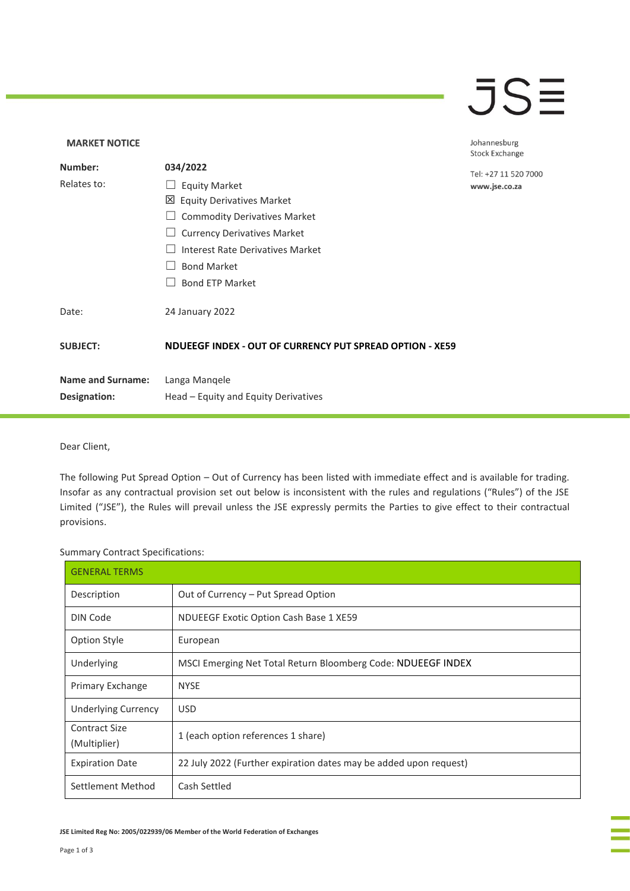**MARKET NOTICE**

Johannesburg
Stock Exchange

Tel: +27 11 520 7000
**www.jse.co.za**

| | |
|---|---|
| **Number:** | **034/2022** |
| Relates to: | ☐ Equity Market<br>☒ Equity Derivatives Market<br>☐ Commodity Derivatives Market<br>☐ Currency Derivatives Market<br>☐ Interest Rate Derivatives Market<br>☐ Bond Market<br>☐ Bond ETP Market |
| Date: | 24 January 2022 |
| **SUBJECT:** | **NDUEEGF INDEX - OUT OF CURRENCY PUT SPREAD OPTION - XE59** |
| **Name and Surname:** | Langa Manqele |
| **Designation:** | Head – Equity and Equity Derivatives |

Dear Client,

The following Put Spread Option – Out of Currency has been listed with immediate effect and is available for trading. Insofar as any contractual provision set out below is inconsistent with the rules and regulations ("Rules") of the JSE Limited ("JSE"), the Rules will prevail unless the JSE expressly permits the Parties to give effect to their contractual provisions.

Summary Contract Specifications:

| GENERAL TERMS | |
|---|---|
| Description | Out of Currency – Put Spread Option |
| DIN Code | NDUEEGF Exotic Option Cash Base 1 XE59 |
| Option Style | European |
| Underlying | MSCI Emerging Net Total Return Bloomberg Code: NDUEEGF INDEX |
| Primary Exchange | NYSE |
| Underlying Currency | USD |
| Contract Size (Multiplier) | 1 (each option references 1 share) |
| Expiration Date | 22 July 2022 (Further expiration dates may be added upon request) |
| Settlement Method | Cash Settled |

**JSE Limited Reg No: 2005/022939/06 Member of the World Federation of Exchanges**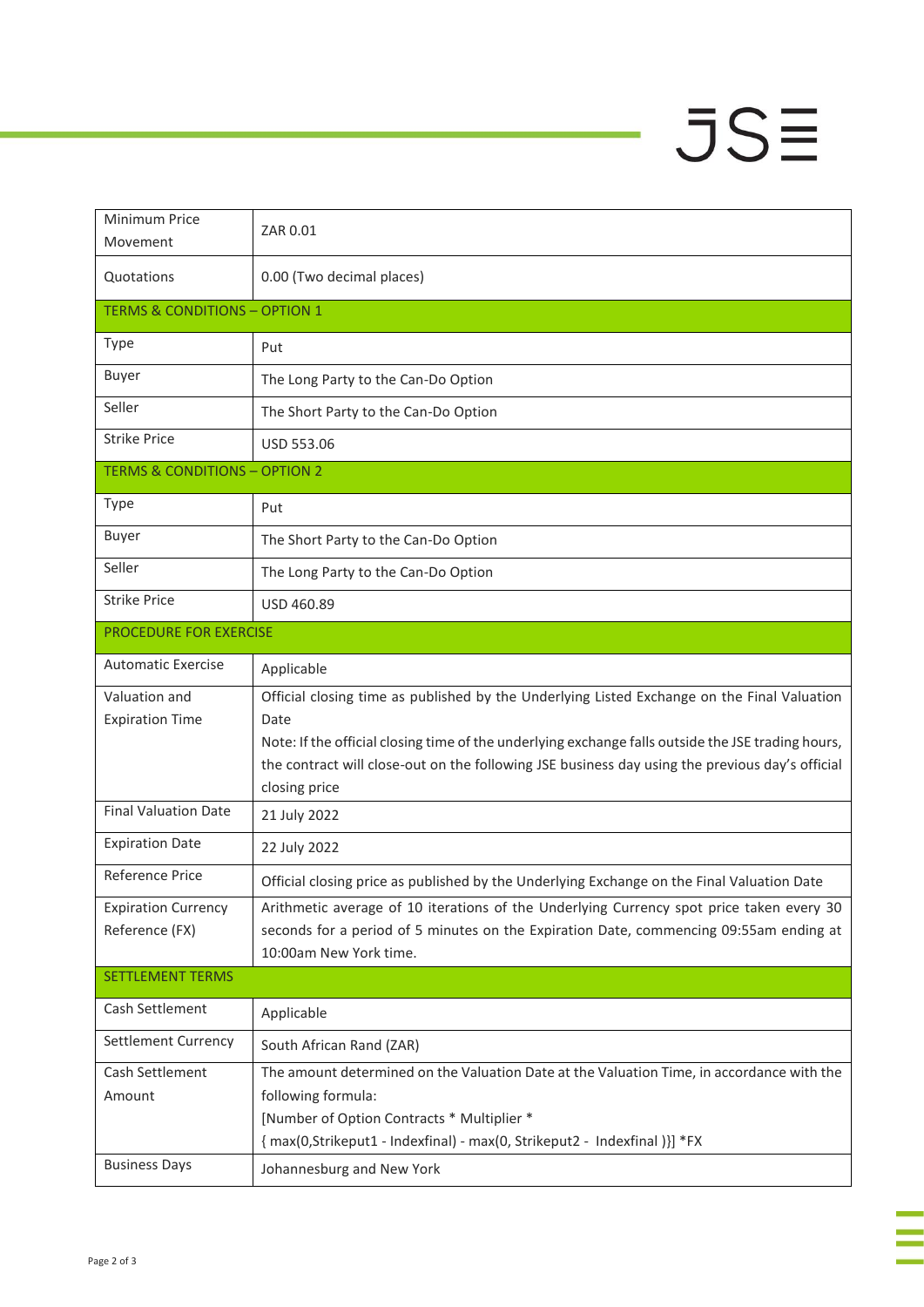| | |
|---|---|
| Minimum Price Movement | ZAR 0.01 |
| Quotations | 0.00 (Two decimal places) |
| **TERMS & CONDITIONS – OPTION 1** | |
| Type | Put |
| Buyer | The Long Party to the Can-Do Option |
| Seller | The Short Party to the Can-Do Option |
| Strike Price | USD 553.06 |
| **TERMS & CONDITIONS – OPTION 2** | |
| Type | Put |
| Buyer | The Short Party to the Can-Do Option |
| Seller | The Long Party to the Can-Do Option |
| Strike Price | USD 460.89 |
| **PROCEDURE FOR EXERCISE** | |
| Automatic Exercise | Applicable |
| Valuation and Expiration Time | Official closing time as published by the Underlying Listed Exchange on the Final Valuation Date<br>Note: If the official closing time of the underlying exchange falls outside the JSE trading hours, the contract will close-out on the following JSE business day using the previous day's official closing price |
| Final Valuation Date | 21 July 2022 |
| Expiration Date | 22 July 2022 |
| Reference Price | Official closing price as published by the Underlying Exchange on the Final Valuation Date |
| Expiration Currency Reference (FX) | Arithmetic average of 10 iterations of the Underlying Currency spot price taken every 30 seconds for a period of 5 minutes on the Expiration Date, commencing 09:55am ending at 10:00am New York time. |
| **SETTLEMENT TERMS** | |
| Cash Settlement | Applicable |
| Settlement Currency | South African Rand (ZAR) |
| Cash Settlement Amount | The amount determined on the Valuation Date at the Valuation Time, in accordance with the following formula:<br>[Number of Option Contracts * Multiplier *<br>{ max(0,Strikeput1 - Indexfinal) - max(0, Strikeput2 - Indexfinal )}] *FX |
| Business Days | Johannesburg and New York |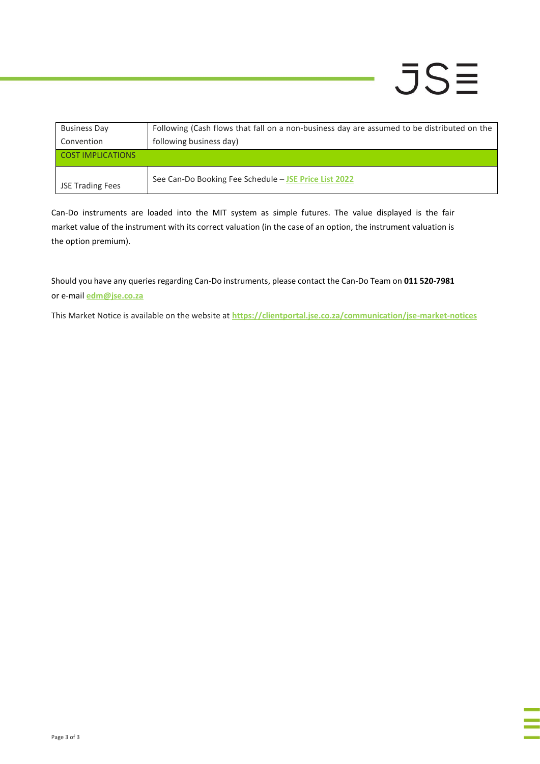| | |
|---|---|
| Business Day Convention | Following (Cash flows that fall on a non-business day are assumed to be distributed on the following business day) |
| COST IMPLICATIONS | |
| JSE Trading Fees | See Can-Do Booking Fee Schedule – **JSE Price List 2022** |

Can-Do instruments are loaded into the MIT system as simple futures. The value displayed is the fair market value of the instrument with its correct valuation (in the case of an option, the instrument valuation is the option premium).

Should you have any queries regarding Can-Do instruments, please contact the Can-Do Team on **011 520-7981** or e-mail **edm@jse.co.za**

This Market Notice is available on the website at **https://clientportal.jse.co.za/communication/jse-market-notices**